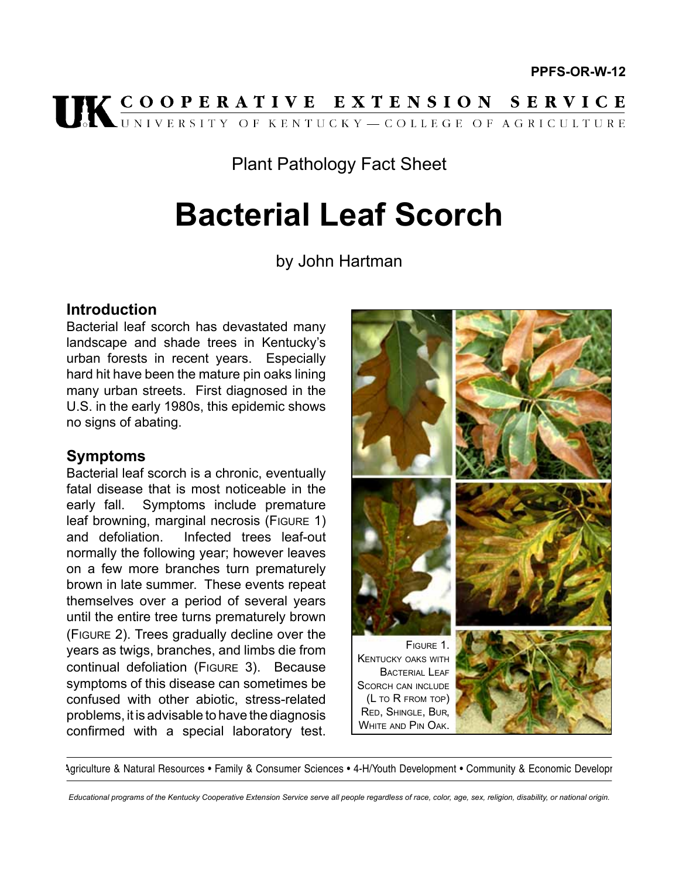PPFS-OR-W-12

UK COOPERATIVE EXTENSION SERVICE
UNIVERSITY OF KENTUCKY — COLLEGE OF AGRICULTURE

Plant Pathology Fact Sheet

# Bacterial Leaf Scorch

by John Hartman

## Introduction

Bacterial leaf scorch has devastated many landscape and shade trees in Kentucky's urban forests in recent years. Especially hard hit have been the mature pin oaks lining many urban streets. First diagnosed in the U.S. in the early 1980s, this epidemic shows no signs of abating.

## Symptoms

Bacterial leaf scorch is a chronic, eventually fatal disease that is most noticeable in the early fall. Symptoms include premature leaf browning, marginal necrosis (Figure 1) and defoliation. Infected trees leaf-out normally the following year; however leaves on a few more branches turn prematurely brown in late summer. These events repeat themselves over a period of several years until the entire tree turns prematurely brown (Figure 2). Trees gradually decline over the years as twigs, branches, and limbs die from continual defoliation (Figure 3). Because symptoms of this disease can sometimes be confused with other abiotic, stress-related problems, it is advisable to have the diagnosis confirmed with a special laboratory test.

Figure 1. Kentucky oaks with Bacterial Leaf Scorch can include (L to R from top) Red, Shingle, Bur, White and Pin Oak.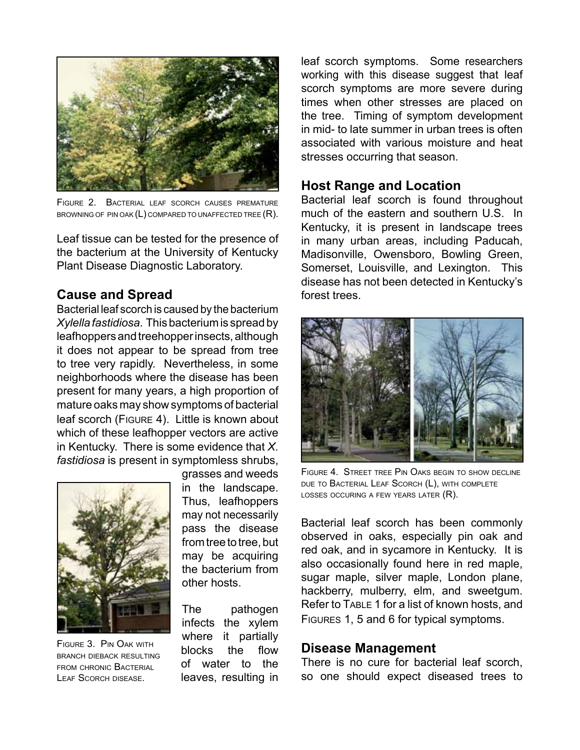Figure 2. Bacterial leaf scorch causes premature browning of pin oak (L) compared to unaffected tree (R).

Leaf tissue can be tested for the presence of the bacterium at the University of Kentucky Plant Disease Diagnostic Laboratory.

## Cause and Spread

Bacterial leaf scorch is caused by the bacterium *Xylella fastidiosa*. This bacterium is spread by leafhoppers and treehopper insects, although it does not appear to be spread from tree to tree very rapidly. Nevertheless, in some neighborhoods where the disease has been present for many years, a high proportion of mature oaks may show symptoms of bacterial leaf scorch (Figure 4). Little is known about which of these leafhopper vectors are active in Kentucky. There is some evidence that *X. fastidiosa* is present in symptomless shrubs, grasses and weeds in the landscape. Thus, leafhoppers may not necessarily pass the disease from tree to tree, but may be acquiring the bacterium from other hosts.

Figure 3. Pin Oak with branch dieback resulting from chronic Bacterial Leaf Scorch disease.

The pathogen infects the xylem where it partially blocks the flow of water to the leaves, resulting in leaf scorch symptoms. Some researchers working with this disease suggest that leaf scorch symptoms are more severe during times when other stresses are placed on the tree. Timing of symptom development in mid- to late summer in urban trees is often associated with various moisture and heat stresses occurring that season.

## Host Range and Location

Bacterial leaf scorch is found throughout much of the eastern and southern U.S. In Kentucky, it is present in landscape trees in many urban areas, including Paducah, Madisonville, Owensboro, Bowling Green, Somerset, Louisville, and Lexington. This disease has not been detected in Kentucky's forest trees.

Figure 4. Street tree Pin Oaks begin to show decline due to Bacterial Leaf Scorch (L), with complete losses occuring a few years later (R).

Bacterial leaf scorch has been commonly observed in oaks, especially pin oak and red oak, and in sycamore in Kentucky. It is also occasionally found here in red maple, sugar maple, silver maple, London plane, hackberry, mulberry, elm, and sweetgum. Refer to Table 1 for a list of known hosts, and Figures 1, 5 and 6 for typical symptoms.

## Disease Management

There is no cure for bacterial leaf scorch, so one should expect diseased trees to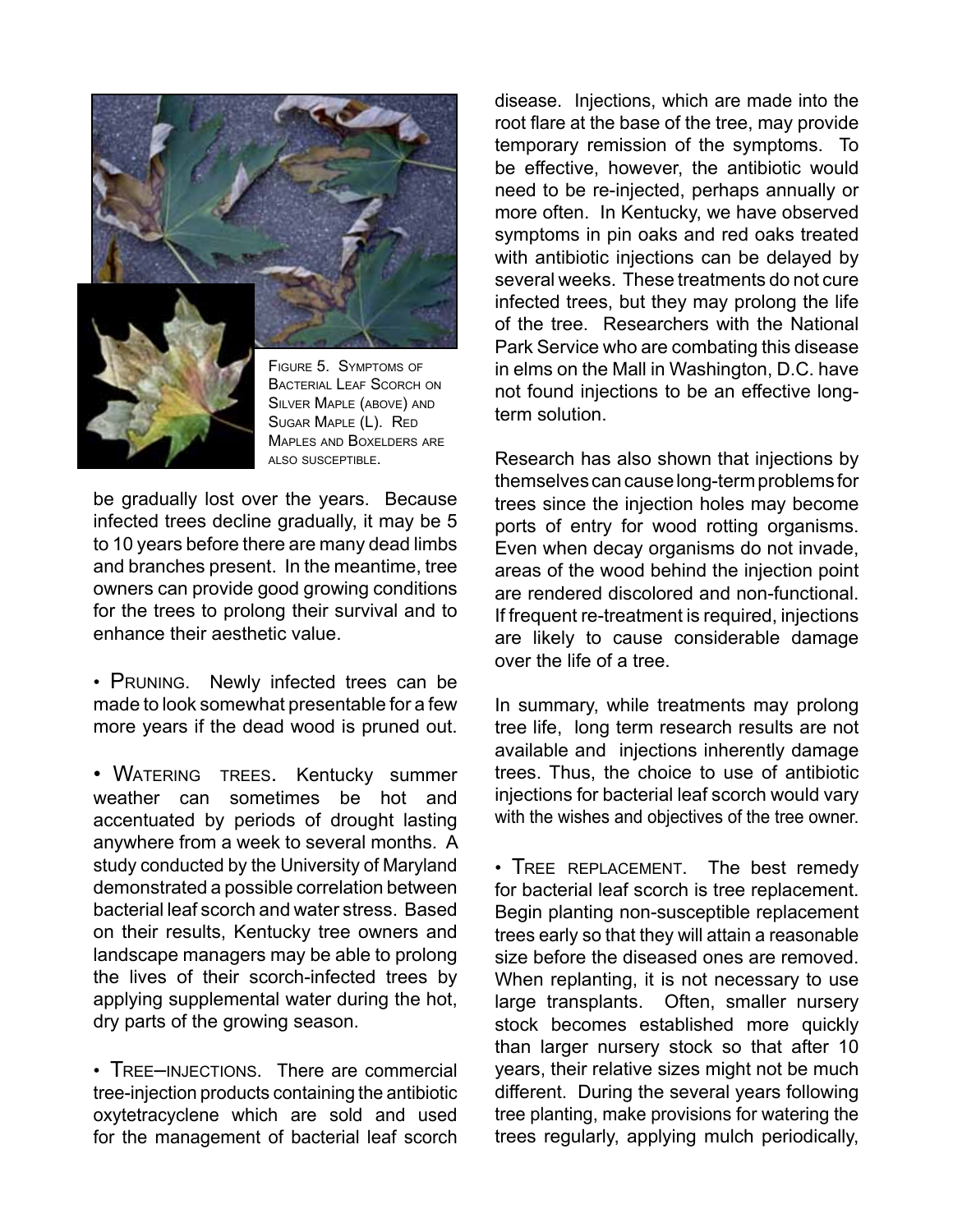Figure 5. Symptoms of Bacterial Leaf Scorch on Silver Maple (above) and Sugar Maple (L). Red Maples and Boxelders are also susceptible.

be gradually lost over the years. Because infected trees decline gradually, it may be 5 to 10 years before there are many dead limbs and branches present. In the meantime, tree owners can provide good growing conditions for the trees to prolong their survival and to enhance their aesthetic value.

• **Pruning.** Newly infected trees can be made to look somewhat presentable for a few more years if the dead wood is pruned out.

• **Watering trees.** Kentucky summer weather can sometimes be hot and accentuated by periods of drought lasting anywhere from a week to several months. A study conducted by the University of Maryland demonstrated a possible correlation between bacterial leaf scorch and water stress. Based on their results, Kentucky tree owners and landscape managers may be able to prolong the lives of their scorch-infected trees by applying supplemental water during the hot, dry parts of the growing season.

• **Tree–injections.** There are commercial tree-injection products containing the antibiotic oxytetracyclene which are sold and used for the management of bacterial leaf scorch disease. Injections, which are made into the root flare at the base of the tree, may provide temporary remission of the symptoms. To be effective, however, the antibiotic would need to be re-injected, perhaps annually or more often. In Kentucky, we have observed symptoms in pin oaks and red oaks treated with antibiotic injections can be delayed by several weeks. These treatments do not cure infected trees, but they may prolong the life of the tree. Researchers with the National Park Service who are combating this disease in elms on the Mall in Washington, D.C. have not found injections to be an effective long-term solution.

Research has also shown that injections by themselves can cause long-term problems for trees since the injection holes may become ports of entry for wood rotting organisms. Even when decay organisms do not invade, areas of the wood behind the injection point are rendered discolored and non-functional. If frequent re-treatment is required, injections are likely to cause considerable damage over the life of a tree.

In summary, while treatments may prolong tree life, long term research results are not available and injections inherently damage trees. Thus, the choice to use of antibiotic injections for bacterial leaf scorch would vary with the wishes and objectives of the tree owner.

• **Tree replacement.** The best remedy for bacterial leaf scorch is tree replacement. Begin planting non-susceptible replacement trees early so that they will attain a reasonable size before the diseased ones are removed. When replanting, it is not necessary to use large transplants. Often, smaller nursery stock becomes established more quickly than larger nursery stock so that after 10 years, their relative sizes might not be much different. During the several years following tree planting, make provisions for watering the trees regularly, applying mulch periodically,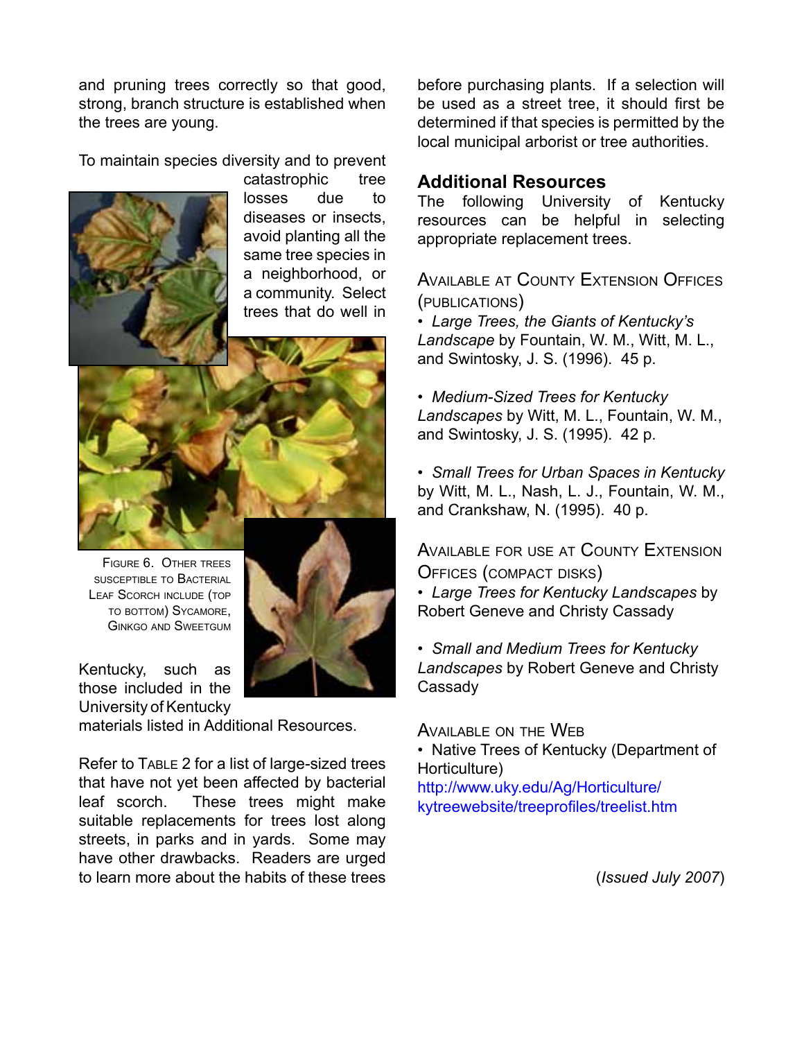and pruning trees correctly so that good, strong, branch structure is established when the trees are young.

To maintain species diversity and to prevent catastrophic tree losses due to diseases or insects, avoid planting all the same tree species in a neighborhood, or a community. Select trees that do well in Kentucky, such as those included in the University of Kentucky materials listed in Additional Resources.

Figure 6. Other trees susceptible to Bacterial Leaf Scorch include (top to bottom) Sycamore, Ginkgo and Sweetgum

Refer to Table 2 for a list of large-sized trees that have not yet been affected by bacterial leaf scorch. These trees might make suitable replacements for trees lost along streets, in parks and in yards. Some may have other drawbacks. Readers are urged to learn more about the habits of these trees before purchasing plants. If a selection will be used as a street tree, it should first be determined if that species is permitted by the local municipal arborist or tree authorities.

## Additional Resources

The following University of Kentucky resources can be helpful in selecting appropriate replacement trees.

### Available at County Extension Offices (publications)

- *Large Trees, the Giants of Kentucky's Landscape* by Fountain, W. M., Witt, M. L., and Swintosky, J. S. (1996). 45 p.

- *Medium-Sized Trees for Kentucky Landscapes* by Witt, M. L., Fountain, W. M., and Swintosky, J. S. (1995). 42 p.

- *Small Trees for Urban Spaces in Kentucky* by Witt, M. L., Nash, L. J., Fountain, W. M., and Crankshaw, N. (1995). 40 p.

### Available for Use at County Extension Offices (compact disks)

- *Large Trees for Kentucky Landscapes* by Robert Geneve and Christy Cassady

- *Small and Medium Trees for Kentucky Landscapes* by Robert Geneve and Christy Cassady

### Available on the Web

- Native Trees of Kentucky (Department of Horticulture) http://www.uky.edu/Ag/Horticulture/kytreewebsite/treeprofiles/treelist.htm

(*Issued July 2007*)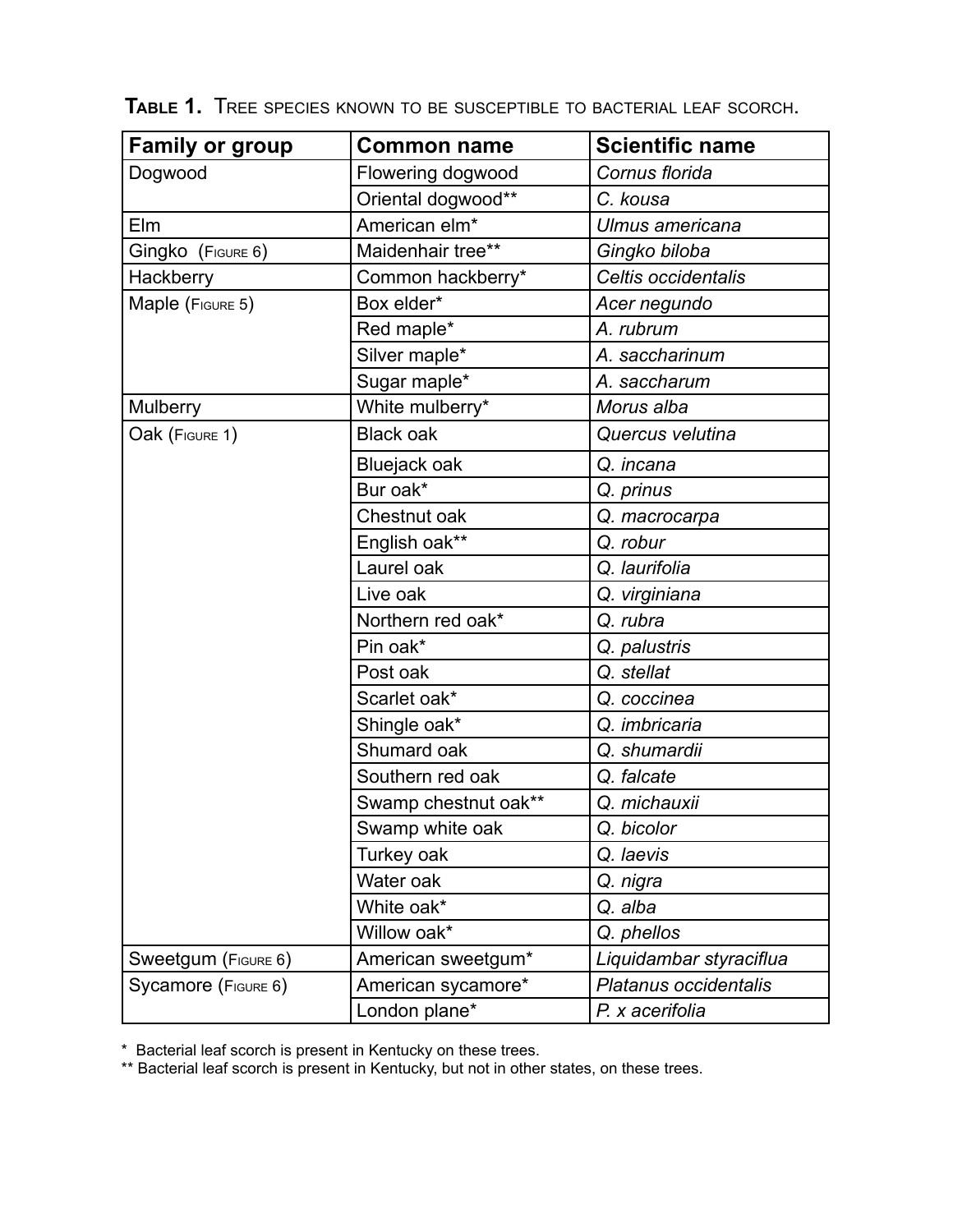**Table 1.** Tree species known to be susceptible to bacterial leaf scorch.

| Family or group | Common name | Scientific name |
|---|---|---|
| Dogwood | Flowering dogwood | *Cornus florida* |
| | Oriental dogwood** | *C. kousa* |
| Elm | American elm* | *Ulmus americana* |
| Gingko (Figure 6) | Maidenhair tree** | *Gingko biloba* |
| Hackberry | Common hackberry* | *Celtis occidentalis* |
| Maple (Figure 5) | Box elder* | *Acer negundo* |
| | Red maple* | *A. rubrum* |
| | Silver maple* | *A. saccharinum* |
| | Sugar maple* | *A. saccharum* |
| Mulberry | White mulberry* | *Morus alba* |
| Oak (Figure 1) | Black oak | *Quercus velutina* |
| | Bluejack oak | *Q. incana* |
| | Bur oak* | *Q. prinus* |
| | Chestnut oak | *Q. macrocarpa* |
| | English oak** | *Q. robur* |
| | Laurel oak | *Q. laurifolia* |
| | Live oak | *Q. virginiana* |
| | Northern red oak* | *Q. rubra* |
| | Pin oak* | *Q. palustris* |
| | Post oak | *Q. stellat* |
| | Scarlet oak* | *Q. coccinea* |
| | Shingle oak* | *Q. imbricaria* |
| | Shumard oak | *Q. shumardii* |
| | Southern red oak | *Q. falcate* |
| | Swamp chestnut oak** | *Q. michauxii* |
| | Swamp white oak | *Q. bicolor* |
| | Turkey oak | *Q. laevis* |
| | Water oak | *Q. nigra* |
| | White oak* | *Q. alba* |
| | Willow oak* | *Q. phellos* |
| Sweetgum (Figure 6) | American sweetgum* | *Liquidambar styraciflua* |
| Sycamore (Figure 6) | American sycamore* | *Platanus occidentalis* |
| | London plane* | *P. x acerifolia* |

\* Bacterial leaf scorch is present in Kentucky on these trees.

\** Bacterial leaf scorch is present in Kentucky, but not in other states, on these trees.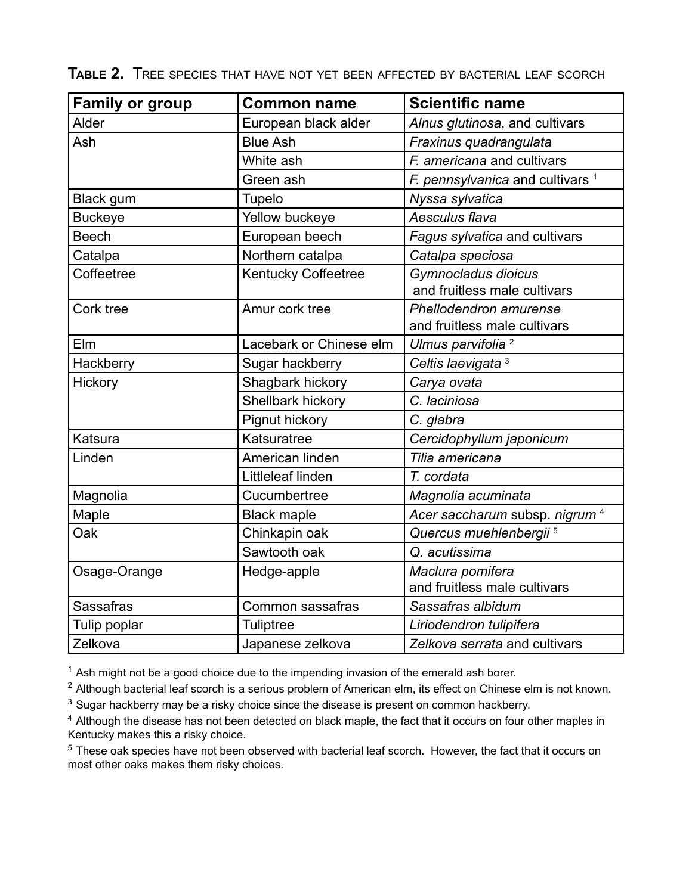**Table 2.** Tree species that have not yet been affected by bacterial leaf scorch

| Family or group | Common name | Scientific name |
|---|---|---|
| Alder | European black alder | *Alnus glutinosa*, and cultivars |
| Ash | Blue Ash | *Fraxinus quadrangulata* |
| | White ash | *F. americana* and cultivars |
| | Green ash | *F. pennsylvanica* and cultivars [1] |
| Black gum | Tupelo | *Nyssa sylvatica* |
| Buckeye | Yellow buckeye | *Aesculus flava* |
| Beech | European beech | *Fagus sylvatica* and cultivars |
| Catalpa | Northern catalpa | *Catalpa speciosa* |
| Coffeetree | Kentucky Coffeetree | *Gymnocladus dioicus* and fruitless male cultivars |
| Cork tree | Amur cork tree | *Phellodendron amurense* and fruitless male cultivars |
| Elm | Lacebark or Chinese elm | *Ulmus parvifolia* [2] |
| Hackberry | Sugar hackberry | *Celtis laevigata* [3] |
| Hickory | Shagbark hickory | *Carya ovata* |
| | Shellbark hickory | *C. laciniosa* |
| | Pignut hickory | *C. glabra* |
| Katsura | Katsuratree | *Cercidophyllum japonicum* |
| Linden | American linden | *Tilia americana* |
| | Littleleaf linden | *T. cordata* |
| Magnolia | Cucumbertree | *Magnolia acuminata* |
| Maple | Black maple | *Acer saccharum* subsp. *nigrum* [4] |
| Oak | Chinkapin oak | *Quercus muehlenbergii* [5] |
| | Sawtooth oak | *Q. acutissima* |
| Osage-Orange | Hedge-apple | *Maclura pomifera* and fruitless male cultivars |
| Sassafras | Common sassafras | *Sassafras albidum* |
| Tulip poplar | Tuliptree | *Liriodendron tulipifera* |
| Zelkova | Japanese zelkova | *Zelkova serrata* and cultivars |

[1] Ash might not be a good choice due to the impending invasion of the emerald ash borer.

[2] Although bacterial leaf scorch is a serious problem of American elm, its effect on Chinese elm is not known.

[3] Sugar hackberry may be a risky choice since the disease is present on common hackberry.

[4] Although the disease has not been detected on black maple, the fact that it occurs on four other maples in Kentucky makes this a risky choice.

[5] These oak species have not been observed with bacterial leaf scorch. However, the fact that it occurs on most other oaks makes them risky choices.